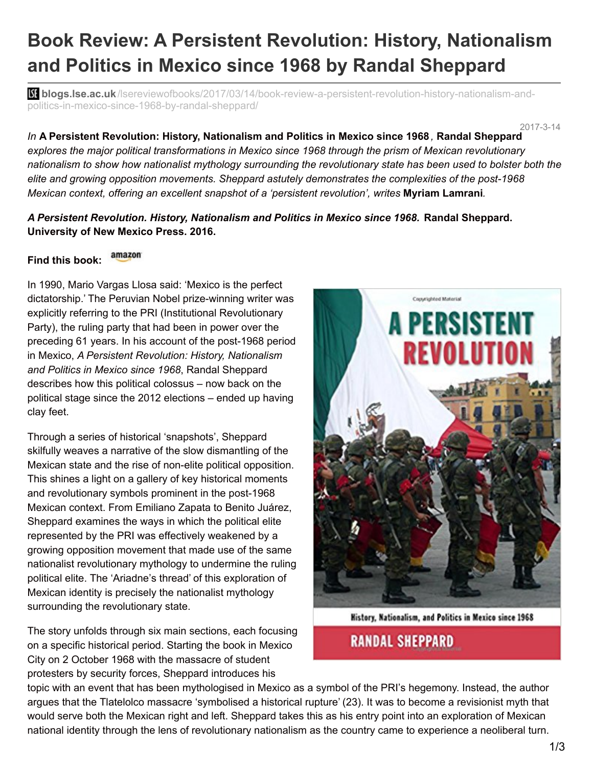# Book Review: A Persistent Revolution: History, Nationalism and Politics in Mexico since 1968 by Randal Sheppard

blogs.lse.ac.uk/lsereviewofbooks/2017/03/14/book-review-a-persistent-revolution-history-nationalism-and-politics-in-mexico-since-1968-by-randal-sheppard/

2017-3-14

*In* **A Persistent Revolution: History, Nationalism and Politics in Mexico since 1968**, **Randal Sheppard** *explores the major political transformations in Mexico since 1968 through the prism of Mexican revolutionary nationalism to show how nationalist mythology surrounding the revolutionary state has been used to bolster both the elite and growing opposition movements. Sheppard astutely demonstrates the complexities of the post-1968 Mexican context, offering an excellent snapshot of a 'persistent revolution', writes* **Myriam Lamrani**.

***A Persistent Revolution. History, Nationalism and Politics in Mexico since 1968.*** **Randal Sheppard. University of New Mexico Press. 2016.**

**Find this book:** amazon

In 1990, Mario Vargas Llosa said: 'Mexico is the perfect dictatorship.' The Peruvian Nobel prize-winning writer was explicitly referring to the PRI (Institutional Revolutionary Party), the ruling party that had been in power over the preceding 61 years. In his account of the post-1968 period in Mexico, *A Persistent Revolution: History, Nationalism and Politics in Mexico since 1968*, Randal Sheppard describes how this political colossus – now back on the political stage since the 2012 elections – ended up having clay feet.

Through a series of historical 'snapshots', Sheppard skilfully weaves a narrative of the slow dismantling of the Mexican state and the rise of non-elite political opposition. This shines a light on a gallery of key historical moments and revolutionary symbols prominent in the post-1968 Mexican context. From Emiliano Zapata to Benito Juárez, Sheppard examines the ways in which the political elite represented by the PRI was effectively weakened by a growing opposition movement that made use of the same nationalist revolutionary mythology to undermine the ruling political elite. The 'Ariadne's thread' of this exploration of Mexican identity is precisely the nationalist mythology surrounding the revolutionary state.

The story unfolds through six main sections, each focusing on a specific historical period. Starting the book in Mexico City on 2 October 1968 with the massacre of student protesters by security forces, Sheppard introduces his topic with an event that has been mythologised in Mexico as a symbol of the PRI's hegemony. Instead, the author argues that the Tlatelolco massacre 'symbolised a historical rupture' (23). It was to become a revisionist myth that would serve both the Mexican right and left. Sheppard takes this as his entry point into an exploration of Mexican national identity through the lens of revolutionary nationalism as the country came to experience a neoliberal turn.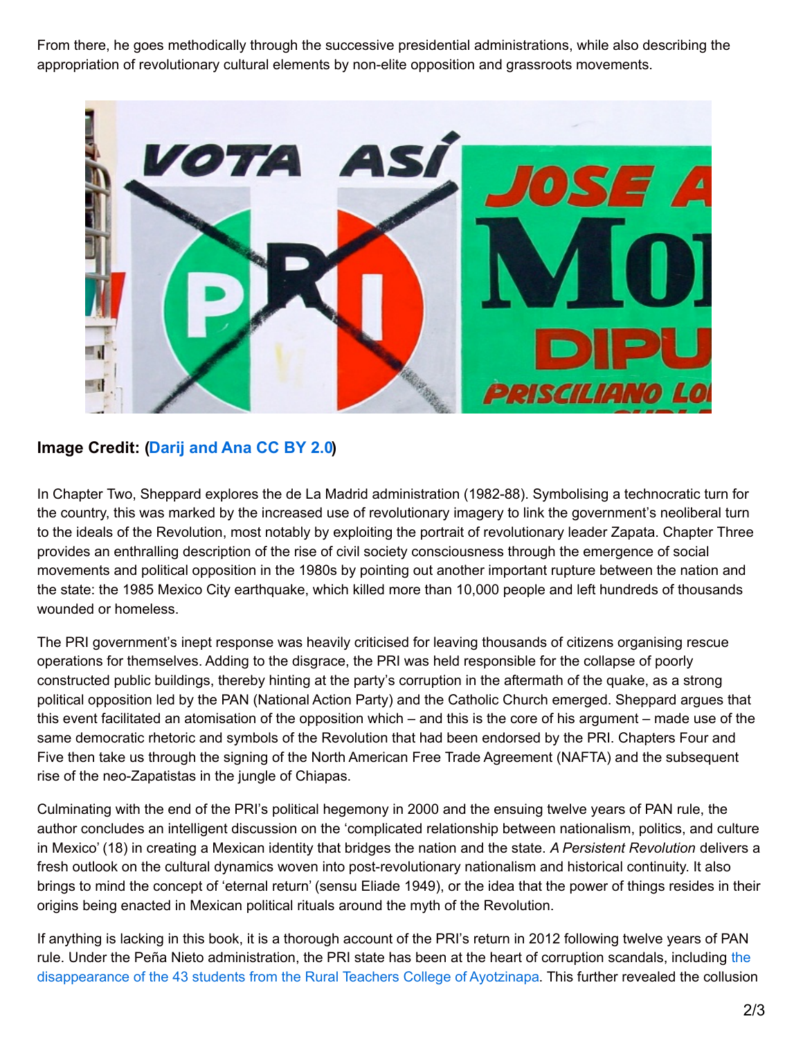From there, he goes methodically through the successive presidential administrations, while also describing the appropriation of revolutionary cultural elements by non-elite opposition and grassroots movements.

**Image Credit: ([Darij and Ana CC BY 2.0](Darij and Ana CC BY 2.0))**

In Chapter Two, Sheppard explores the de La Madrid administration (1982-88). Symbolising a technocratic turn for the country, this was marked by the increased use of revolutionary imagery to link the government's neoliberal turn to the ideals of the Revolution, most notably by exploiting the portrait of revolutionary leader Zapata. Chapter Three provides an enthralling description of the rise of civil society consciousness through the emergence of social movements and political opposition in the 1980s by pointing out another important rupture between the nation and the state: the 1985 Mexico City earthquake, which killed more than 10,000 people and left hundreds of thousands wounded or homeless.

The PRI government's inept response was heavily criticised for leaving thousands of citizens organising rescue operations for themselves. Adding to the disgrace, the PRI was held responsible for the collapse of poorly constructed public buildings, thereby hinting at the party's corruption in the aftermath of the quake, as a strong political opposition led by the PAN (National Action Party) and the Catholic Church emerged. Sheppard argues that this event facilitated an atomisation of the opposition which – and this is the core of his argument – made use of the same democratic rhetoric and symbols of the Revolution that had been endorsed by the PRI. Chapters Four and Five then take us through the signing of the North American Free Trade Agreement (NAFTA) and the subsequent rise of the neo-Zapatistas in the jungle of Chiapas.

Culminating with the end of the PRI's political hegemony in 2000 and the ensuing twelve years of PAN rule, the author concludes an intelligent discussion on the 'complicated relationship between nationalism, politics, and culture in Mexico' (18) in creating a Mexican identity that bridges the nation and the state. *A Persistent Revolution* delivers a fresh outlook on the cultural dynamics woven into post-revolutionary nationalism and historical continuity. It also brings to mind the concept of 'eternal return' (sensu Eliade 1949), or the idea that the power of things resides in their origins being enacted in Mexican political rituals around the myth of the Revolution.

If anything is lacking in this book, it is a thorough account of the PRI's return in 2012 following twelve years of PAN rule. Under the Peña Nieto administration, the PRI state has been at the heart of corruption scandals, including the disappearance of the 43 students from the Rural Teachers College of Ayotzinapa. This further revealed the collusion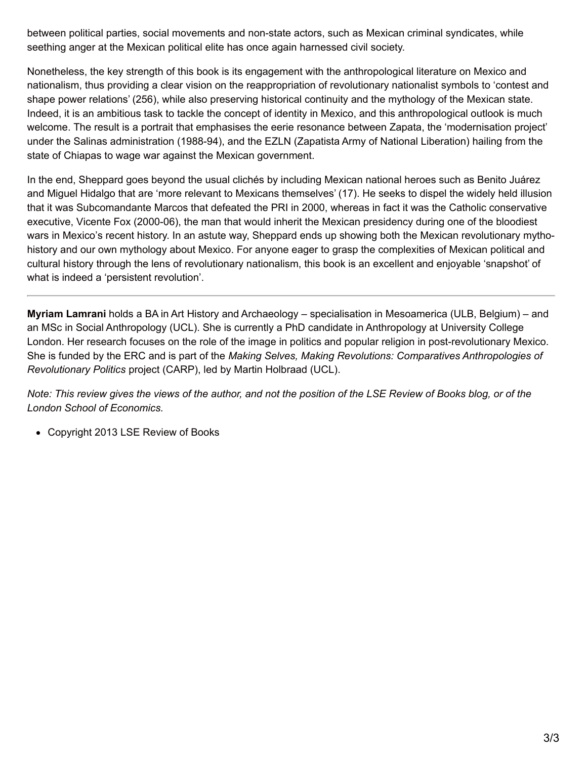between political parties, social movements and non-state actors, such as Mexican criminal syndicates, while seething anger at the Mexican political elite has once again harnessed civil society.

Nonetheless, the key strength of this book is its engagement with the anthropological literature on Mexico and nationalism, thus providing a clear vision on the reappropriation of revolutionary nationalist symbols to 'contest and shape power relations' (256), while also preserving historical continuity and the mythology of the Mexican state. Indeed, it is an ambitious task to tackle the concept of identity in Mexico, and this anthropological outlook is much welcome. The result is a portrait that emphasises the eerie resonance between Zapata, the 'modernisation project' under the Salinas administration (1988-94), and the EZLN (Zapatista Army of National Liberation) hailing from the state of Chiapas to wage war against the Mexican government.

In the end, Sheppard goes beyond the usual clichés by including Mexican national heroes such as Benito Juárez and Miguel Hidalgo that are 'more relevant to Mexicans themselves' (17). He seeks to dispel the widely held illusion that it was Subcomandante Marcos that defeated the PRI in 2000, whereas in fact it was the Catholic conservative executive, Vicente Fox (2000-06), the man that would inherit the Mexican presidency during one of the bloodiest wars in Mexico's recent history. In an astute way, Sheppard ends up showing both the Mexican revolutionary mytho-history and our own mythology about Mexico. For anyone eager to grasp the complexities of Mexican political and cultural history through the lens of revolutionary nationalism, this book is an excellent and enjoyable 'snapshot' of what is indeed a 'persistent revolution'.

---

**Myriam Lamrani** holds a BA in Art History and Archaeology – specialisation in Mesoamerica (ULB, Belgium) – and an MSc in Social Anthropology (UCL). She is currently a PhD candidate in Anthropology at University College London. Her research focuses on the role of the image in politics and popular religion in post-revolutionary Mexico. She is funded by the ERC and is part of the *Making Selves, Making Revolutions: Comparatives Anthropologies of Revolutionary Politics* project (CARP), led by Martin Holbraad (UCL).

*Note: This review gives the views of the author, and not the position of the LSE Review of Books blog, or of the London School of Economics.*

- Copyright 2013 LSE Review of Books